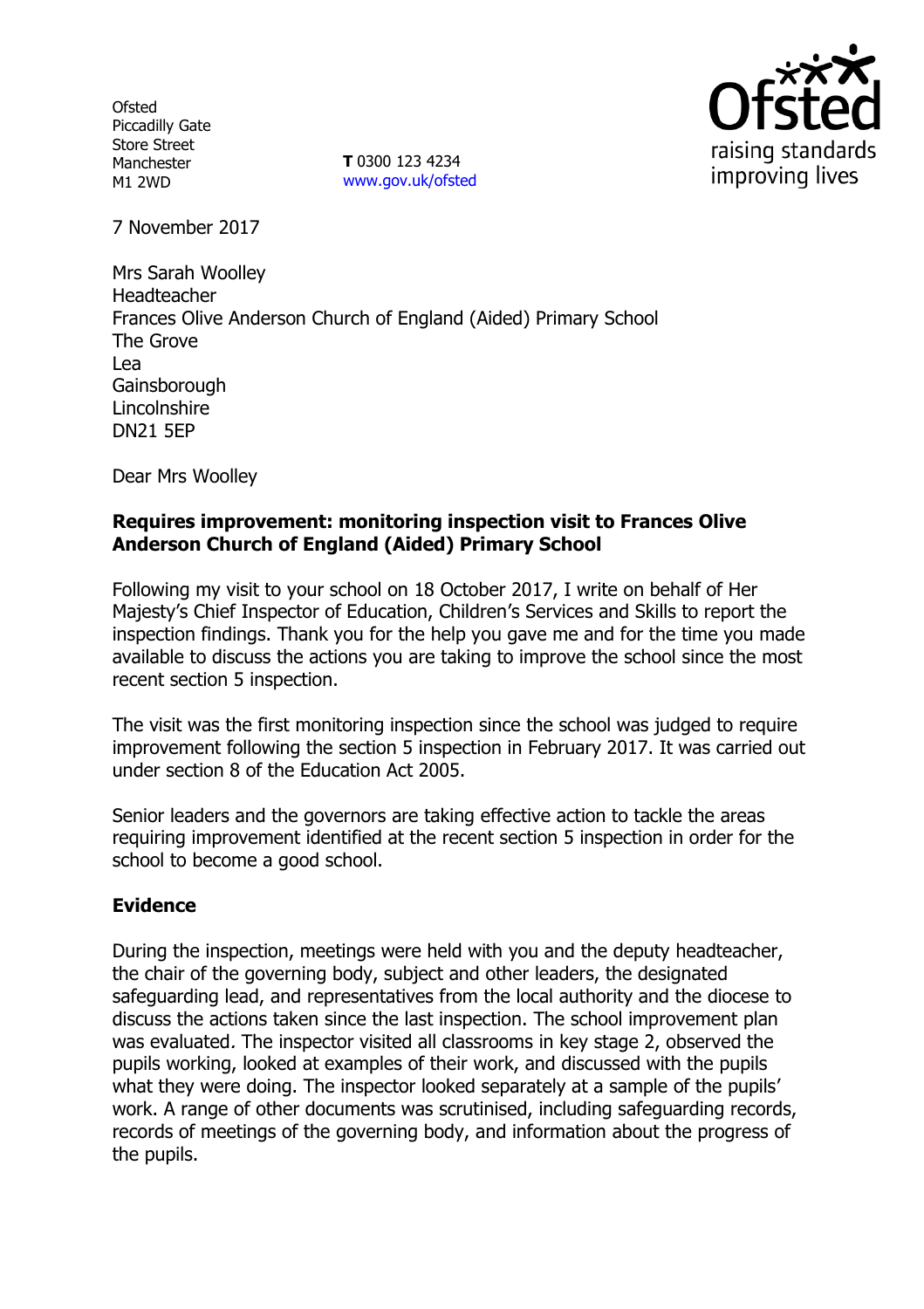Ofsted
Piccadilly Gate
Store Street
Manchester
M1 2WD

**T** 0300 123 4234
www.gov.uk/ofsted

7 November 2017

Mrs Sarah Woolley
Headteacher
Frances Olive Anderson Church of England (Aided) Primary School
The Grove
Lea
Gainsborough
Lincolnshire
DN21 5EP

Dear Mrs Woolley

**Requires improvement: monitoring inspection visit to Frances Olive Anderson Church of England (Aided) Primary School**

Following my visit to your school on 18 October 2017, I write on behalf of Her Majesty's Chief Inspector of Education, Children's Services and Skills to report the inspection findings. Thank you for the help you gave me and for the time you made available to discuss the actions you are taking to improve the school since the most recent section 5 inspection.

The visit was the first monitoring inspection since the school was judged to require improvement following the section 5 inspection in February 2017. It was carried out under section 8 of the Education Act 2005.

Senior leaders and the governors are taking effective action to tackle the areas requiring improvement identified at the recent section 5 inspection in order for the school to become a good school.

## Evidence

During the inspection, meetings were held with you and the deputy headteacher, the chair of the governing body, subject and other leaders, the designated safeguarding lead, and representatives from the local authority and the diocese to discuss the actions taken since the last inspection. The school improvement plan was evaluated. The inspector visited all classrooms in key stage 2, observed the pupils working, looked at examples of their work, and discussed with the pupils what they were doing. The inspector looked separately at a sample of the pupils' work. A range of other documents was scrutinised, including safeguarding records, records of meetings of the governing body, and information about the progress of the pupils.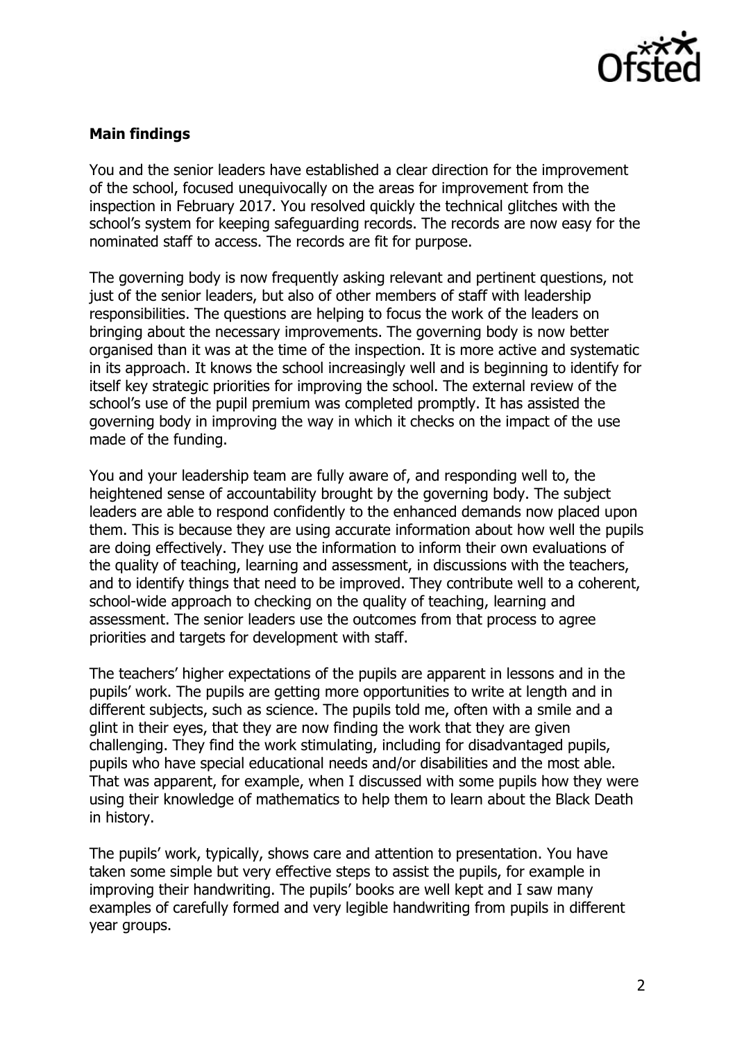**Main findings**

You and the senior leaders have established a clear direction for the improvement of the school, focused unequivocally on the areas for improvement from the inspection in February 2017. You resolved quickly the technical glitches with the school's system for keeping safeguarding records. The records are now easy for the nominated staff to access. The records are fit for purpose.

The governing body is now frequently asking relevant and pertinent questions, not just of the senior leaders, but also of other members of staff with leadership responsibilities. The questions are helping to focus the work of the leaders on bringing about the necessary improvements. The governing body is now better organised than it was at the time of the inspection. It is more active and systematic in its approach. It knows the school increasingly well and is beginning to identify for itself key strategic priorities for improving the school. The external review of the school's use of the pupil premium was completed promptly. It has assisted the governing body in improving the way in which it checks on the impact of the use made of the funding.

You and your leadership team are fully aware of, and responding well to, the heightened sense of accountability brought by the governing body. The subject leaders are able to respond confidently to the enhanced demands now placed upon them. This is because they are using accurate information about how well the pupils are doing effectively. They use the information to inform their own evaluations of the quality of teaching, learning and assessment, in discussions with the teachers, and to identify things that need to be improved. They contribute well to a coherent, school-wide approach to checking on the quality of teaching, learning and assessment. The senior leaders use the outcomes from that process to agree priorities and targets for development with staff.

The teachers' higher expectations of the pupils are apparent in lessons and in the pupils' work. The pupils are getting more opportunities to write at length and in different subjects, such as science. The pupils told me, often with a smile and a glint in their eyes, that they are now finding the work that they are given challenging. They find the work stimulating, including for disadvantaged pupils, pupils who have special educational needs and/or disabilities and the most able. That was apparent, for example, when I discussed with some pupils how they were using their knowledge of mathematics to help them to learn about the Black Death in history.

The pupils' work, typically, shows care and attention to presentation. You have taken some simple but very effective steps to assist the pupils, for example in improving their handwriting. The pupils' books are well kept and I saw many examples of carefully formed and very legible handwriting from pupils in different year groups.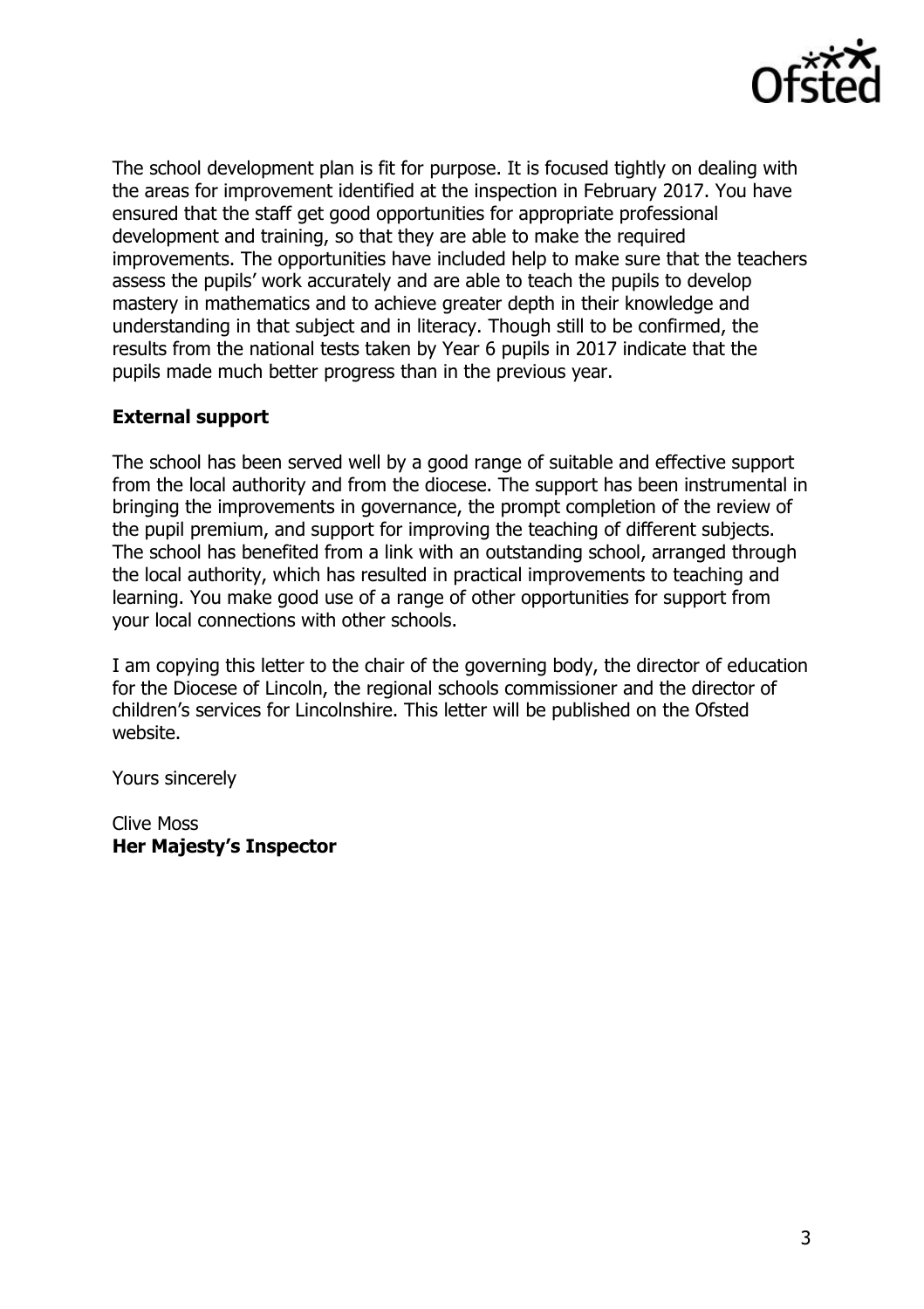The school development plan is fit for purpose. It is focused tightly on dealing with the areas for improvement identified at the inspection in February 2017. You have ensured that the staff get good opportunities for appropriate professional development and training, so that they are able to make the required improvements. The opportunities have included help to make sure that the teachers assess the pupils' work accurately and are able to teach the pupils to develop mastery in mathematics and to achieve greater depth in their knowledge and understanding in that subject and in literacy. Though still to be confirmed, the results from the national tests taken by Year 6 pupils in 2017 indicate that the pupils made much better progress than in the previous year.

**External support**

The school has been served well by a good range of suitable and effective support from the local authority and from the diocese. The support has been instrumental in bringing the improvements in governance, the prompt completion of the review of the pupil premium, and support for improving the teaching of different subjects. The school has benefited from a link with an outstanding school, arranged through the local authority, which has resulted in practical improvements to teaching and learning. You make good use of a range of other opportunities for support from your local connections with other schools.

I am copying this letter to the chair of the governing body, the director of education for the Diocese of Lincoln, the regional schools commissioner and the director of children's services for Lincolnshire. This letter will be published on the Ofsted website.

Yours sincerely

Clive Moss
**Her Majesty's Inspector**